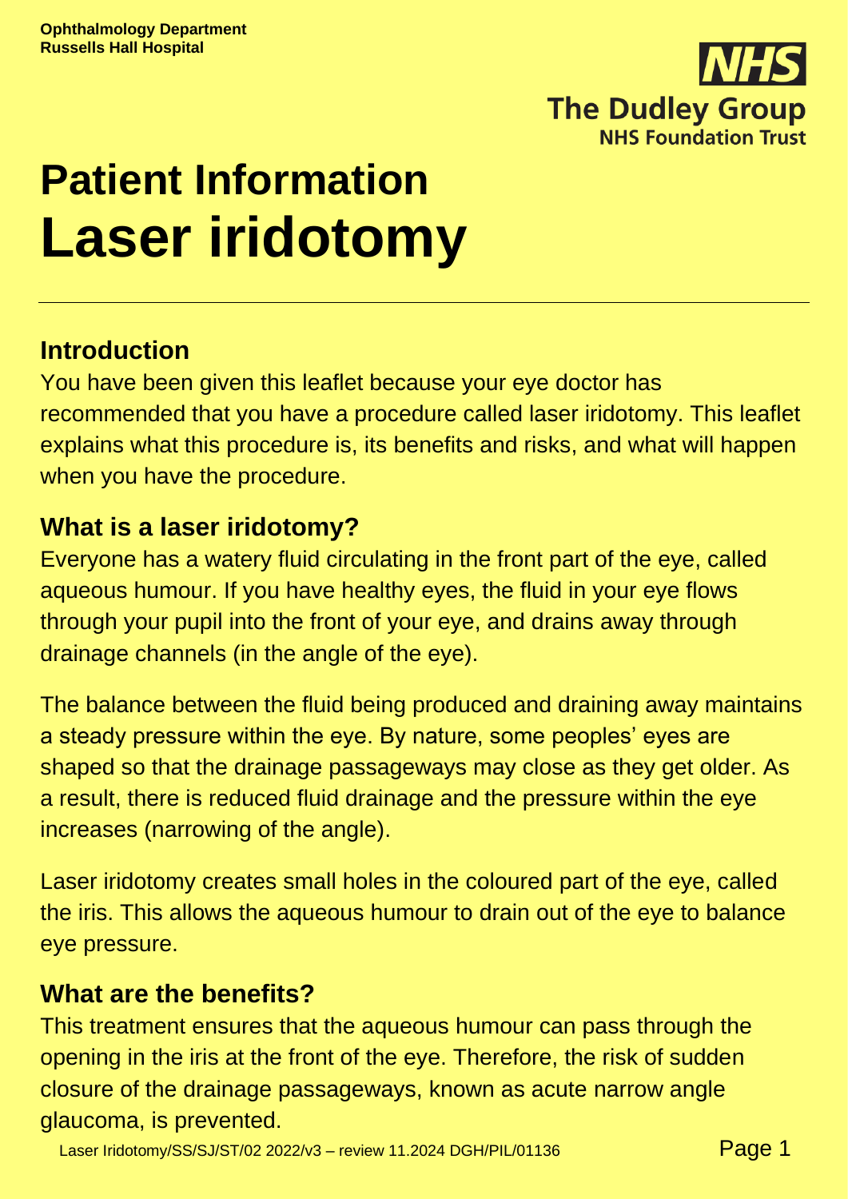**Ophthalmology Department**
**Russells Hall Hospital**

**The Dudley Group**
**NHS Foundation Trust**

# Patient Information
# Laser iridotomy

## Introduction

You have been given this leaflet because your eye doctor has recommended that you have a procedure called laser iridotomy. This leaflet explains what this procedure is, its benefits and risks, and what will happen when you have the procedure.

## What is a laser iridotomy?

Everyone has a watery fluid circulating in the front part of the eye, called aqueous humour. If you have healthy eyes, the fluid in your eye flows through your pupil into the front of your eye, and drains away through drainage channels (in the angle of the eye).

The balance between the fluid being produced and draining away maintains a steady pressure within the eye. By nature, some peoples' eyes are shaped so that the drainage passageways may close as they get older. As a result, there is reduced fluid drainage and the pressure within the eye increases (narrowing of the angle).

Laser iridotomy creates small holes in the coloured part of the eye, called the iris. This allows the aqueous humour to drain out of the eye to balance eye pressure.

## What are the benefits?

This treatment ensures that the aqueous humour can pass through the opening in the iris at the front of the eye. Therefore, the risk of sudden closure of the drainage passageways, known as acute narrow angle glaucoma, is prevented.

Laser Iridotomy/SS/SJ/ST/02 2022/v3 – review 11.2024 DGH/PIL/01136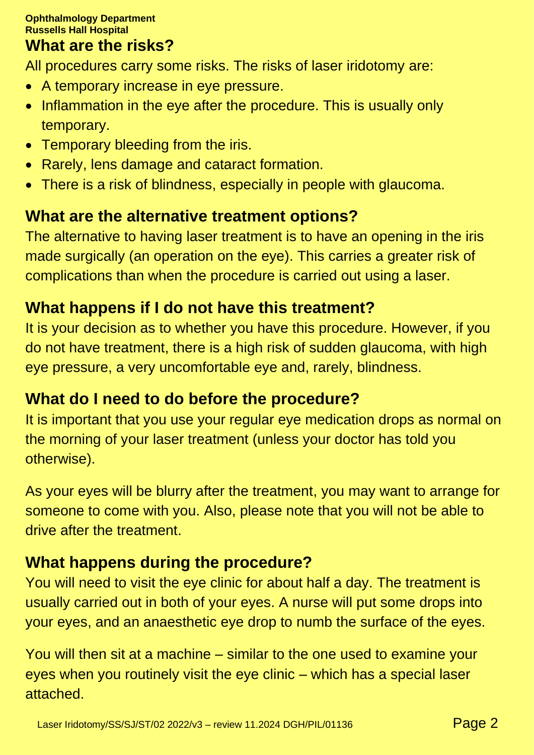## What are the risks?

All procedures carry some risks. The risks of laser iridotomy are:

- A temporary increase in eye pressure.
- Inflammation in the eye after the procedure. This is usually only temporary.
- Temporary bleeding from the iris.
- Rarely, lens damage and cataract formation.
- There is a risk of blindness, especially in people with glaucoma.

## What are the alternative treatment options?

The alternative to having laser treatment is to have an opening in the iris made surgically (an operation on the eye). This carries a greater risk of complications than when the procedure is carried out using a laser.

## What happens if I do not have this treatment?

It is your decision as to whether you have this procedure. However, if you do not have treatment, there is a high risk of sudden glaucoma, with high eye pressure, a very uncomfortable eye and, rarely, blindness.

## What do I need to do before the procedure?

It is important that you use your regular eye medication drops as normal on the morning of your laser treatment (unless your doctor has told you otherwise).

As your eyes will be blurry after the treatment, you may want to arrange for someone to come with you. Also, please note that you will not be able to drive after the treatment.

## What happens during the procedure?

You will need to visit the eye clinic for about half a day. The treatment is usually carried out in both of your eyes. A nurse will put some drops into your eyes, and an anaesthetic eye drop to numb the surface of the eyes.

You will then sit at a machine – similar to the one used to examine your eyes when you routinely visit the eye clinic – which has a special laser attached.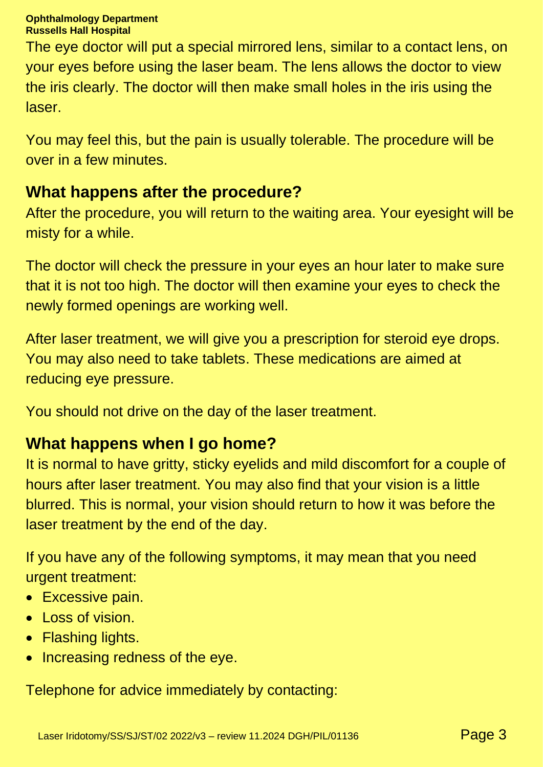The eye doctor will put a special mirrored lens, similar to a contact lens, on your eyes before using the laser beam. The lens allows the doctor to view the iris clearly. The doctor will then make small holes in the iris using the laser.

You may feel this, but the pain is usually tolerable. The procedure will be over in a few minutes.

## What happens after the procedure?

After the procedure, you will return to the waiting area. Your eyesight will be misty for a while.

The doctor will check the pressure in your eyes an hour later to make sure that it is not too high. The doctor will then examine your eyes to check the newly formed openings are working well.

After laser treatment, we will give you a prescription for steroid eye drops. You may also need to take tablets. These medications are aimed at reducing eye pressure.

You should not drive on the day of the laser treatment.

## What happens when I go home?

It is normal to have gritty, sticky eyelids and mild discomfort for a couple of hours after laser treatment. You may also find that your vision is a little blurred. This is normal, your vision should return to how it was before the laser treatment by the end of the day.

If you have any of the following symptoms, it may mean that you need urgent treatment:

- Excessive pain.
- Loss of vision.
- Flashing lights.
- Increasing redness of the eye.

Telephone for advice immediately by contacting: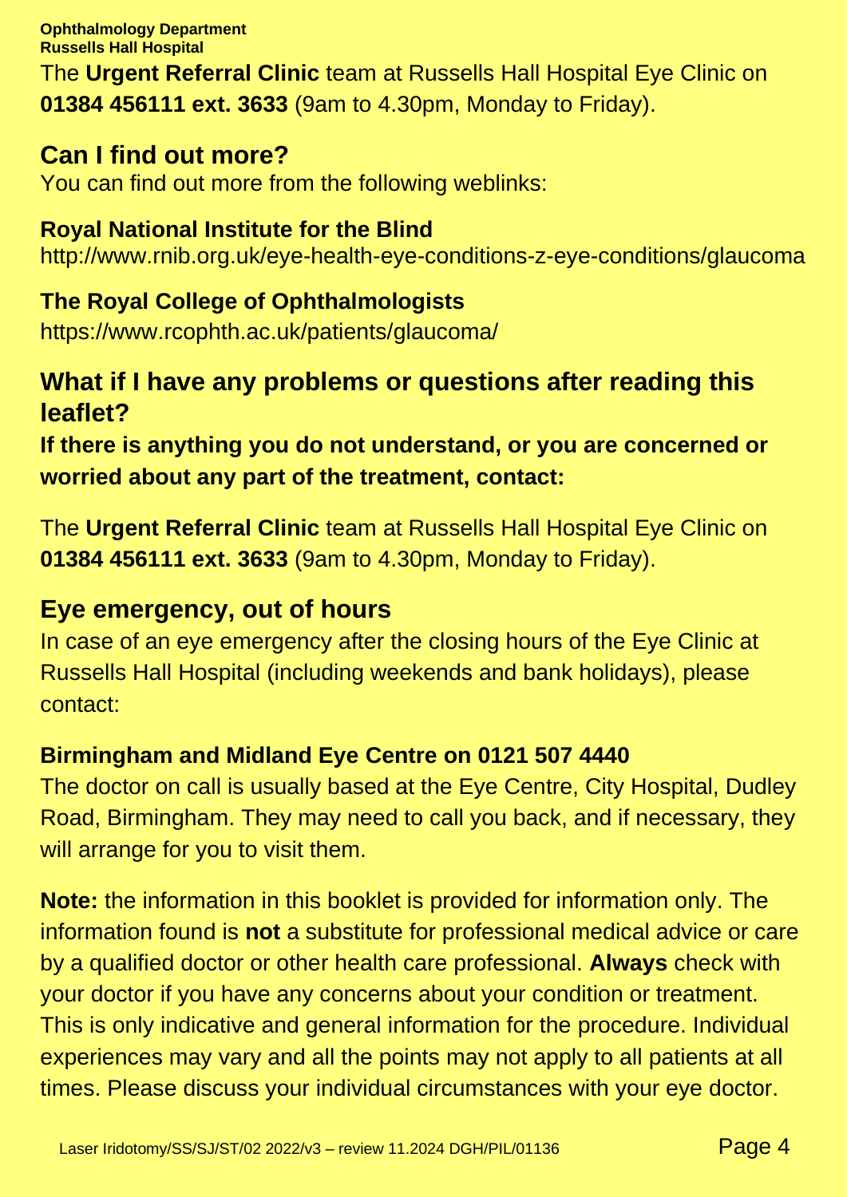The **Urgent Referral Clinic** team at Russells Hall Hospital Eye Clinic on **01384 456111 ext. 3633** (9am to 4.30pm, Monday to Friday).

## Can I find out more?

You can find out more from the following weblinks:

**Royal National Institute for the Blind**
http://www.rnib.org.uk/eye-health-eye-conditions-z-eye-conditions/glaucoma

**The Royal College of Ophthalmologists**
https://www.rcophth.ac.uk/patients/glaucoma/

## What if I have any problems or questions after reading this leaflet?

**If there is anything you do not understand, or you are concerned or worried about any part of the treatment, contact:**

The **Urgent Referral Clinic** team at Russells Hall Hospital Eye Clinic on **01384 456111 ext. 3633** (9am to 4.30pm, Monday to Friday).

## Eye emergency, out of hours

In case of an eye emergency after the closing hours of the Eye Clinic at Russells Hall Hospital (including weekends and bank holidays), please contact:

**Birmingham and Midland Eye Centre on 0121 507 4440**
The doctor on call is usually based at the Eye Centre, City Hospital, Dudley Road, Birmingham. They may need to call you back, and if necessary, they will arrange for you to visit them.

**Note:** the information in this booklet is provided for information only. The information found is **not** a substitute for professional medical advice or care by a qualified doctor or other health care professional. **Always** check with your doctor if you have any concerns about your condition or treatment. This is only indicative and general information for the procedure. Individual experiences may vary and all the points may not apply to all patients at all times. Please discuss your individual circumstances with your eye doctor.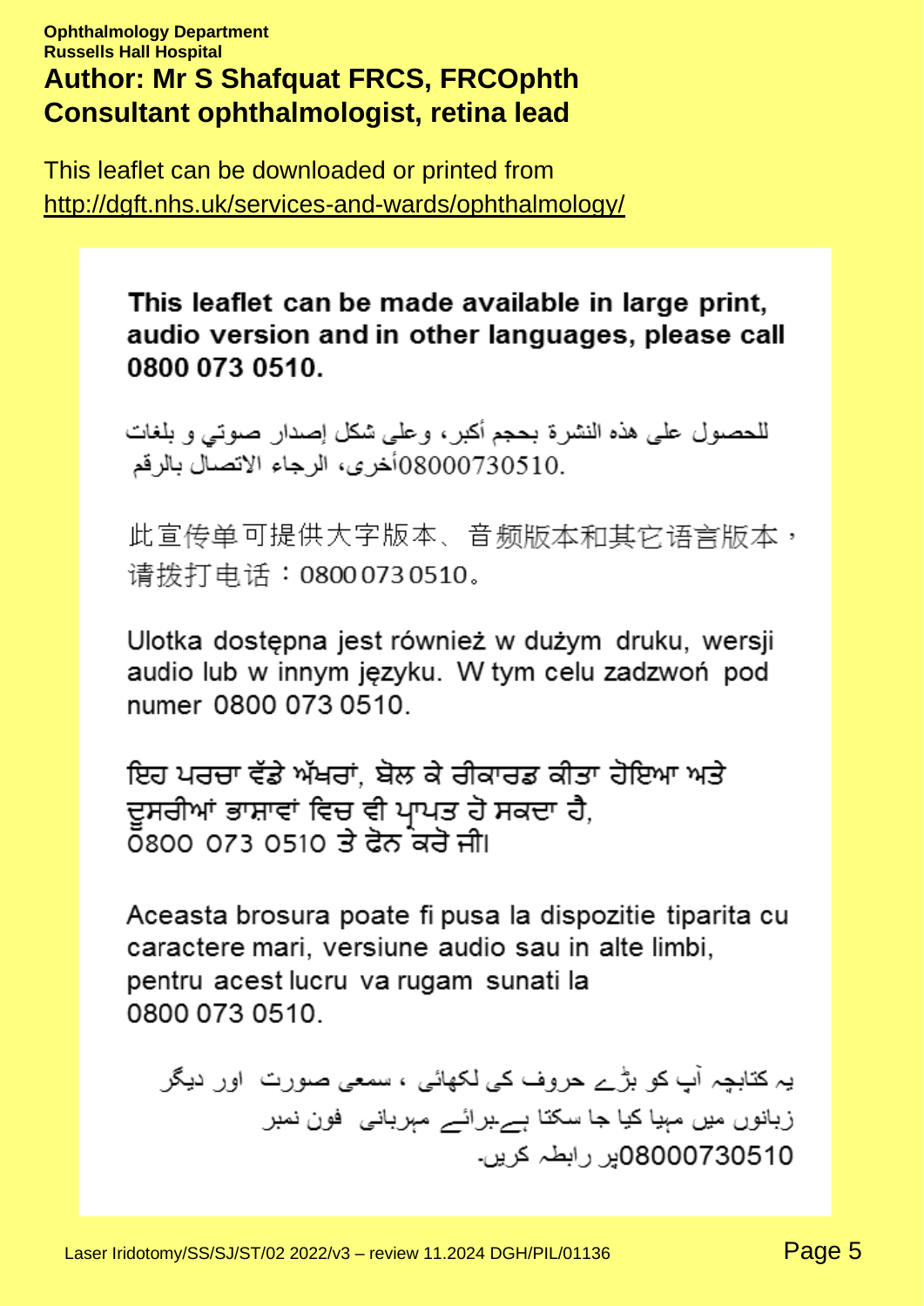**Ophthalmology Department**
**Russells Hall Hospital**

## Author: Mr S Shafquat FRCS, FRCOphth
## Consultant ophthalmologist, retina lead

This leaflet can be downloaded or printed from
http://dgft.nhs.uk/services-and-wards/ophthalmology/

**This leaflet can be made available in large print, audio version and in other languages, please call 0800 073 0510.**

للحصول على هذه النشرة بحجم أكبر، وعلى شكل إصدار صوتي و بلغات أخرى، الرجاء الاتصال بالرقم 08000730510.

此宣传单可提供大字版本、音频版本和其它语言版本，请拨打电话：0800 073 0510。

Ulotka dostępna jest również w dużym druku, wersji audio lub w innym języku. W tym celu zadzwoń pod numer 0800 073 0510.

ਇਹ ਪਰਚਾ ਵੱਡੇ ਅੱਖਰਾਂ, ਬੋਲ ਕੇ ਰੀਕਾਰਡ ਕੀਤਾ ਹੋਇਆ ਅਤੇ ਦੂਸਰੀਆਂ ਭਾਸ਼ਾਵਾਂ ਵਿਚ ਵੀ ਪ੍ਰਾਪਤ ਹੋ ਸਕਦਾ ਹੈ, 0800 073 0510 ਤੇ ਫੋਨ ਕਰੋ ਜੀ।

Aceasta brosura poate fi pusa la dispozitie tiparita cu caractere mari, versiune audio sau in alte limbi, pentru acest lucru va rugam sunati la 0800 073 0510.

یہ کتابچہ آپ کو بڑے حروف کی لکھائی ، سمعی صورت اور دیگر زبانوں میں مہیا کیا جا سکتا ہے۔برائے مہربانی فون نمبر 08000730510پر رابطہ کریں۔

Laser Iridotomy/SS/SJ/ST/02 2022/v3 – review 11.2024 DGH/PIL/01136